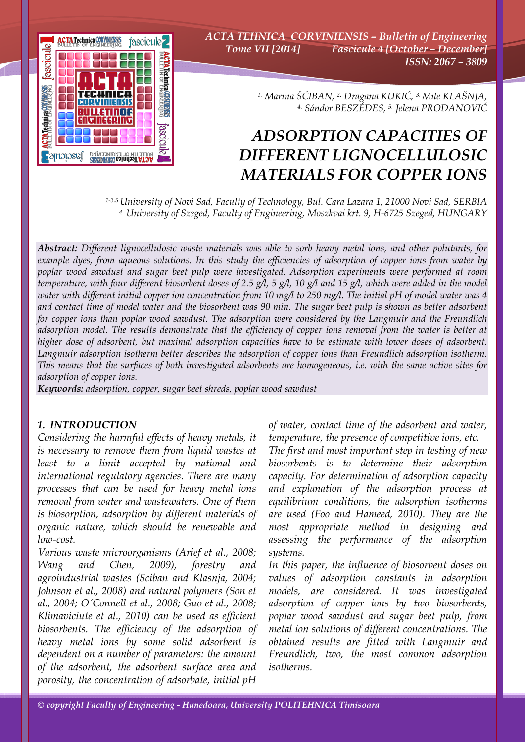[1.] Marina ŠĆIBAN, [2.] Dragana KUKIĆ, [3.] Mile KLAŠNJA, [4.] Sándor BESZÉDES, [5.] Jelena PRODANOVIĆ

# ADSORPTION CAPACITIES OF DIFFERENT LIGNOCELLULOSIC MATERIALS FOR COPPER IONS

[1-3,5.] University of Novi Sad, Faculty of Technology, Bul. Cara Lazara 1, 21000 Novi Sad, SERBIA
[4.] University of Szeged, Faculty of Engineering, Moszkvai krt. 9, H-6725 Szeged, HUNGARY

***Abstract:*** *Different lignocellulosic waste materials was able to sorb heavy metal ions, and other polutants, for example dyes, from aqueous solutions. In this study the efficiencies of adsorption of copper ions from water by poplar wood sawdust and sugar beet pulp were investigated. Adsorption experiments were performed at room temperature, with four different biosorbent doses of 2.5 g/l, 5 g/l, 10 g/l and 15 g/l, which were added in the model water with different initial copper ion concentration from 10 mg/l to 250 mg/l. The initial pH of model water was 4 and contact time of model water and the biosorbent was 90 min. The sugar beet pulp is shown as better adsorbent for copper ions than poplar wood sawdust. The adsorption were considered by the Langmuir and the Freundlich adsorption model. The results demonstrate that the efficiency of copper ions removal from the water is better at higher dose of adsorbent, but maximal adsorption capacities have to be estimate with lower doses of adsorbent. Langmuir adsorption isotherm better describes the adsorption of copper ions than Freundlich adsorption isotherm. This means that the surfaces of both investigated adsorbents are homogeneous, i.e. with the same active sites for adsorption of copper ions.*

***Keywords:*** *adsorption, copper, sugar beet shreds, poplar wood sawdust*

## 1. INTRODUCTION

Considering the harmful effects of heavy metals, it is necessary to remove them from liquid wastes at least to a limit accepted by national and international regulatory agencies. There are many processes that can be used for heavy metal ions removal from water and wastewaters. One of them is biosorption, adsorption by different materials of organic nature, which should be renewable and low-cost.

Various waste microorganisms (Arief et al., 2008; Wang and Chen, 2009), forestry and agroindustrial wastes (Sciban and Klasnja, 2004; Johnson et al., 2008) and natural polymers (Son et al., 2004; O´Connell et al., 2008; Guo et al., 2008; Klimaviciute et al., 2010) can be used as efficient biosorbents. The efficiency of the adsorption of heavy metal ions by some solid adsorbent is dependent on a number of parameters: the amount of the adsorbent, the adsorbent surface area and porosity, the concentration of adsorbate, initial pH of water, contact time of the adsorbent and water, temperature, the presence of competitive ions, etc.

The first and most important step in testing of new biosorbents is to determine their adsorption capacity. For determination of adsorption capacity and explanation of the adsorption process at equilibrium conditions, the adsorption isotherms are used (Foo and Hameed, 2010). They are the most appropriate method in designing and assessing the performance of the adsorption systems.

In this paper, the influence of biosorbent doses on values of adsorption constants in adsorption models, are considered. It was investigated adsorption of copper ions by two biosorbents, poplar wood sawdust and sugar beet pulp, from metal ion solutions of different concentrations. The obtained results are fitted with Langmuir and Freundlich, two, the most common adsorption isotherms.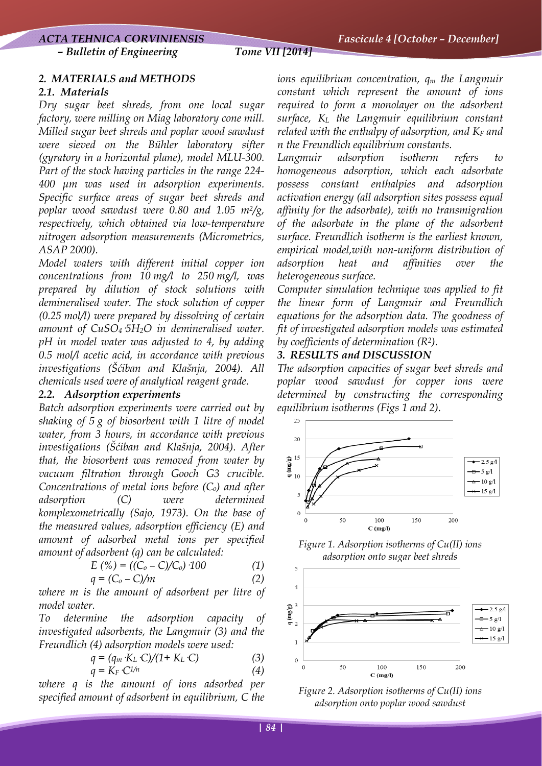## 2. MATERIALS and METHODS

### 2.1. Materials

*Dry sugar beet shreds, from one local sugar factory, were milling on Miag laboratory cone mill. Milled sugar beet shreds and poplar wood sawdust were sieved on the Bühler laboratory sifter (gyratory in a horizontal plane), model MLU-300. Part of the stock having particles in the range 224-400 μm was used in adsorption experiments. Specific surface areas of sugar beet shreds and poplar wood sawdust were 0.80 and 1.05 $m^2/g$, respectively, which obtained via low-temperature nitrogen adsorption measurements (Micrometrics, ASAP 2000).*

*Model waters with different initial copper ion concentrations from 10 mg/l to 250 mg/l, was prepared by dilution of stock solutions with demineralised water. The stock solution of copper (0.25 mol/l) were prepared by dissolving of certain amount of $CuSO_4 \cdot 5H_2O$ in demineralised water. pH in model water was adjusted to 4, by adding 0.5 mol/l acetic acid, in accordance with previous investigations (Šćiban and Klašnja, 2004). All chemicals used were of analytical reagent grade.*

### 2.2. Adsorption experiments

*Batch adsorption experiments were carried out by shaking of 5 g of biosorbent with 1 litre of model water, from 3 hours, in accordance with previous investigations (Šćiban and Klašnja, 2004). After that, the biosorbent was removed from water by vacuum filtration through Gooch G3 crucible. Concentrations of metal ions before ($C_o$) and after adsorption (C) were determined komplexometrically (Sajo, 1973). On the base of the measured values, adsorption efficiency (E) and amount of adsorbed metal ions per specified amount of adsorbent (q) can be calculated:*

$$E\,(\%) = ((C_o - C)/C_o) \cdot 100 \quad (1)$$

$$q = (C_o - C)/m \quad (2)$$

*where m is the amount of adsorbent per litre of model water.*

*To determine the adsorption capacity of investigated adsorbents, the Langmuir (3) and the Freundlich (4) adsorption models were used:*

$$q = (q_m \cdot K_L \cdot C)/(1 + K_L \cdot C) \quad (3)$$

$$q = K_F \cdot C^{1/n} \quad (4)$$

*where q is the amount of ions adsorbed per specified amount of adsorbent in equilibrium, C the ions equilibrium concentration, $q_m$ the Langmuir constant which represent the amount of ions required to form a monolayer on the adsorbent surface, $K_L$ the Langmuir equilibrium constant related with the enthalpy of adsorption, and $K_F$ and n the Freundlich equilibrium constants.*

*Langmuir adsorption isotherm refers to homogeneous adsorption, which each adsorbate possess constant enthalpies and adsorption activation energy (all adsorption sites possess equal affinity for the adsorbate), with no transmigration of the adsorbate in the plane of the adsorbent surface. Freundlich isotherm is the earliest known, empirical model,with non-uniform distribution of adsorption heat and affinities over the heterogeneous surface.*

*Computer simulation technique was applied to fit the linear form of Langmuir and Freundlich equations for the adsorption data. The goodness of fit of investigated adsorption models was estimated by coefficients of determination ($R^2$).*

## 3. RESULTS and DISCUSSION

*The adsorption capacities of sugar beet shreds and poplar wood sawdust for copper ions were determined by constructing the corresponding equilibrium isotherms (Figs 1 and 2).*

*Figure 1. Adsorption isotherms of Cu(II) ions adsorption onto sugar beet shreds*

*Figure 2. Adsorption isotherms of Cu(II) ions adsorption onto poplar wood sawdust*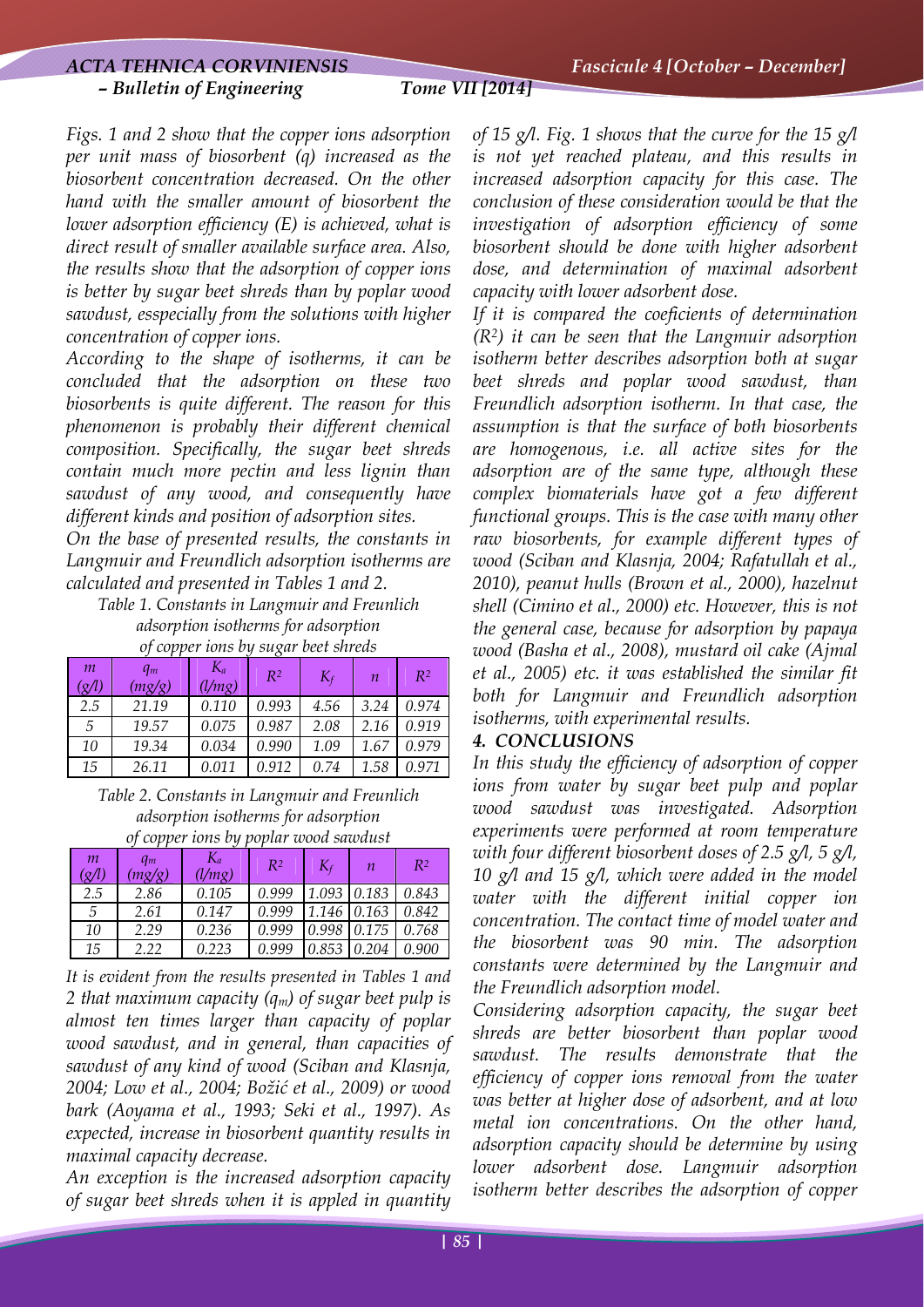*Figs. 1 and 2 show that the copper ions adsorption per unit mass of biosorbent (q) increased as the biosorbent concentration decreased. On the other hand with the smaller amount of biosorbent the lower adsorption efficiency (E) is achieved, what is direct result of smaller available surface area. Also, the results show that the adsorption of copper ions is better by sugar beet shreds than by poplar wood sawdust, esspecially from the solutions with higher concentration of copper ions.*

*According to the shape of isotherms, it can be concluded that the adsorption on these two biosorbents is quite different. The reason for this phenomenon is probably their different chemical composition. Specifically, the sugar beet shreds contain much more pectin and less lignin than sawdust of any wood, and consequently have different kinds and position of adsorption sites.*

*On the base of presented results, the constants in Langmuir and Freundlich adsorption isotherms are calculated and presented in Tables 1 and 2.*

*Table 1. Constants in Langmuir and Freunlich adsorption isotherms for adsorption of copper ions by sugar beet shreds*

| $m$ (g/l) | $q_m$ (mg/g) | $K_a$ (l/mg) | $R^2$ | $K_f$ | $n$ | $R^2$ |
|---|---|---|---|---|---|---|
| 2.5 | 21.19 | 0.110 | 0.993 | 4.56 | 3.24 | 0.974 |
| 5 | 19.57 | 0.075 | 0.987 | 2.08 | 2.16 | 0.919 |
| 10 | 19.34 | 0.034 | 0.990 | 1.09 | 1.67 | 0.979 |
| 15 | 26.11 | 0.011 | 0.912 | 0.74 | 1.58 | 0.971 |

*Table 2. Constants in Langmuir and Freunlich adsorption isotherms for adsorption of copper ions by poplar wood sawdust*

| $m$ (g/l) | $q_m$ (mg/g) | $K_a$ (l/mg) | $R^2$ | $K_f$ | $n$ | $R^2$ |
|---|---|---|---|---|---|---|
| 2.5 | 2.86 | 0.105 | 0.999 | 1.093 | 0.183 | 0.843 |
| 5 | 2.61 | 0.147 | 0.999 | 1.146 | 0.163 | 0.842 |
| 10 | 2.29 | 0.236 | 0.999 | 0.998 | 0.175 | 0.768 |
| 15 | 2.22 | 0.223 | 0.999 | 0.853 | 0.204 | 0.900 |

*It is evident from the results presented in Tables 1 and 2 that maximum capacity ($q_m$) of sugar beet pulp is almost ten times larger than capacity of poplar wood sawdust, and in general, than capacities of sawdust of any kind of wood (Sciban and Klasnja, 2004; Low et al., 2004; Božić et al., 2009) or wood bark (Aoyama et al., 1993; Seki et al., 1997). As expected, increase in biosorbent quantity results in maximal capacity decrease.*

*An exception is the increased adsorption capacity of sugar beet shreds when it is appled in quantity of 15 g/l. Fig. 1 shows that the curve for the 15 g/l is not yet reached plateau, and this results in increased adsorption capacity for this case. The conclusion of these consideration would be that the investigation of adsorption efficiency of some biosorbent should be done with higher adsorbent dose, and determination of maximal adsorbent capacity with lower adsorbent dose.*

*If it is compared the coeficients of determination ($R^2$) it can be seen that the Langmuir adsorption isotherm better describes adsorption both at sugar beet shreds and poplar wood sawdust, than Freundlich adsorption isotherm. In that case, the assumption is that the surface of both biosorbents are homogenous, i.e. all active sites for the adsorption are of the same type, although these complex biomaterials have got a few different functional groups. This is the case with many other raw biosorbents, for example different types of wood (Sciban and Klasnja, 2004; Rafatullah et al., 2010), peanut hulls (Brown et al., 2000), hazelnut shell (Cimino et al., 2000) etc. However, this is not the general case, because for adsorption by papaya wood (Basha et al., 2008), mustard oil cake (Ajmal et al., 2005) etc. it was established the similar fit both for Langmuir and Freundlich adsorption isotherms, with experimental results.*

## *4. CONCLUSIONS*

*In this study the efficiency of adsorption of copper ions from water by sugar beet pulp and poplar wood sawdust was investigated. Adsorption experiments were performed at room temperature with four different biosorbent doses of 2.5 g/l, 5 g/l, 10 g/l and 15 g/l, which were added in the model water with the different initial copper ion concentration. The contact time of model water and the biosorbent was 90 min. The adsorption constants were determined by the Langmuir and the Freundlich adsorption model.*

*Considering adsorption capacity, the sugar beet shreds are better biosorbent than poplar wood sawdust. The results demonstrate that the efficiency of copper ions removal from the water was better at higher dose of adsorbent, and at low metal ion concentrations. On the other hand, adsorption capacity should be determine by using lower adsorbent dose. Langmuir adsorption isotherm better describes the adsorption of copper*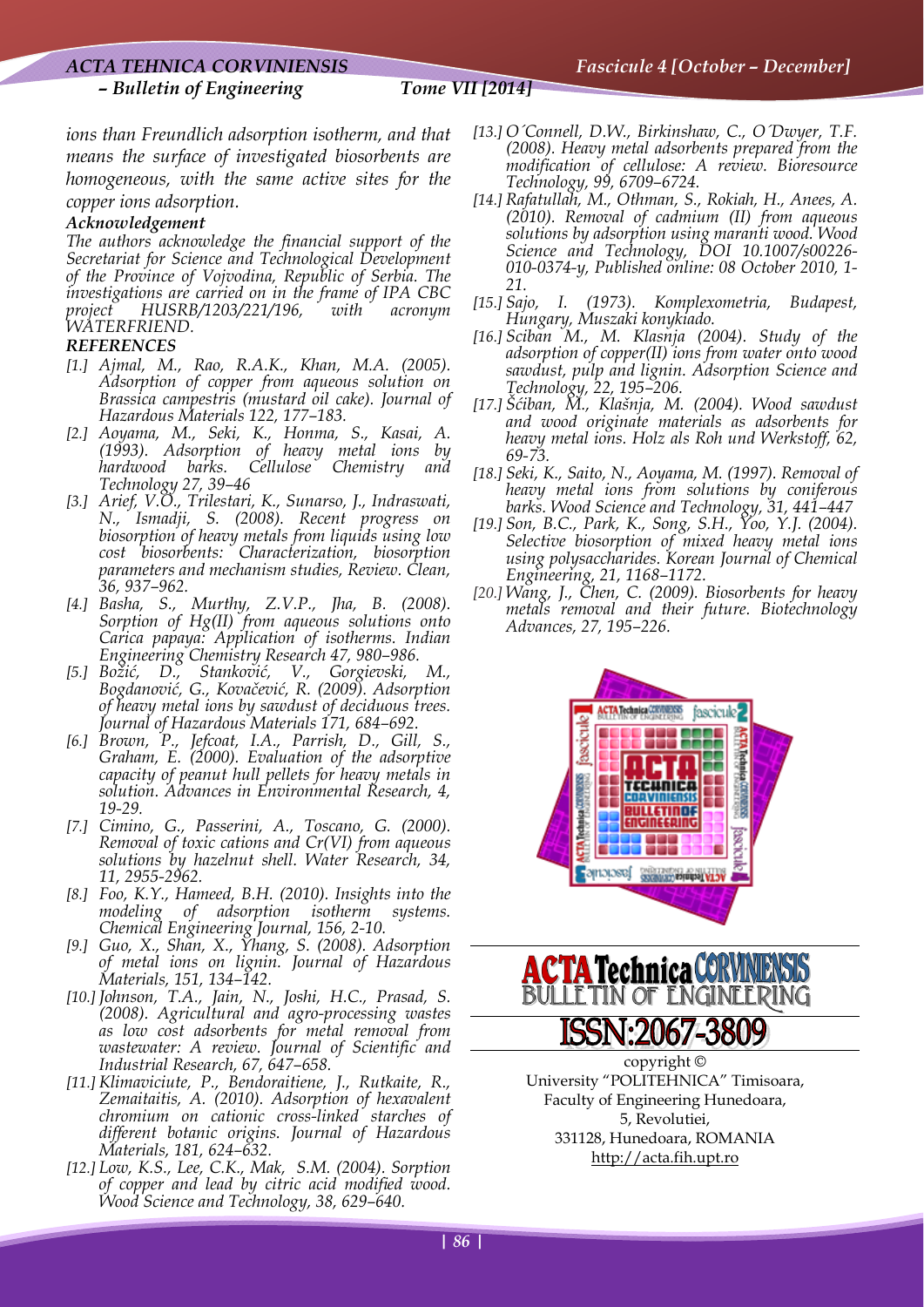*ions than Freundlich adsorption isotherm, and that means the surface of investigated biosorbents are homogeneous, with the same active sites for the copper ions adsorption.*

***Acknowledgement***

*The authors acknowledge the financial support of the Secretariat for Science and Technological Development of the Province of Vojvodina, Republic of Serbia. The investigations are carried on in the frame of IPA CBC project HUSRB/1203/221/196, with acronym WATERFRIEND.*

***REFERENCES***

*[1.] Ajmal, M., Rao, R.A.K., Khan, M.A. (2005). Adsorption of copper from aqueous solution on Brassica campestris (mustard oil cake). Journal of Hazardous Materials 122, 177–183.*

*[2.] Aoyama, M., Seki, K., Honma, S., Kasai, A. (1993). Adsorption of heavy metal ions by hardwood barks. Cellulose Chemistry and Technology 27, 39–46*

*[3.] Arief, V.O., Trilestari, K., Sunarso, J., Indraswati, N., Ismadji, S. (2008). Recent progress on biosorption of heavy metals from liquids using low cost biosorbents: Characterization, biosorption parameters and mechanism studies, Review. Clean, 36, 937–962.*

*[4.] Basha, S., Murthy, Z.V.P., Jha, B. (2008). Sorption of Hg(II) from aqueous solutions onto Carica papaya: Application of isotherms. Indian Engineering Chemistry Research 47, 980–986.*

*[5.] Božić, D., Stanković, V., Gorgievski, M., Bogdanović, G., Kovačević, R. (2009). Adsorption of heavy metal ions by sawdust of deciduous trees. Journal of Hazardous Materials 171, 684–692.*

*[6.] Brown, P., Jefcoat, I.A., Parrish, D., Gill, S., Graham, E. (2000). Evaluation of the adsorptive capacity of peanut hull pellets for heavy metals in solution. Advances in Environmental Research, 4, 19-29.*

*[7.] Cimino, G., Passerini, A., Toscano, G. (2000). Removal of toxic cations and Cr(VI) from aqueous solutions by hazelnut shell. Water Research, 34, 11, 2955-2962.*

*[8.] Foo, K.Y., Hameed, B.H. (2010). Insights into the modeling of adsorption isotherm systems. Chemical Engineering Journal, 156, 2-10.*

*[9.] Guo, X., Shan, X., Yhang, S. (2008). Adsorption of metal ions on lignin. Journal of Hazardous Materials, 151, 134–142.*

*[10.] Johnson, T.A., Jain, N., Joshi, H.C., Prasad, S. (2008). Agricultural and agro-processing wastes as low cost adsorbents for metal removal from wastewater: A review. Journal of Scientific and Industrial Research, 67, 647–658.*

*[11.] Klimaviciute, P., Bendoraitiene, J., Rutkaite, R., Zemaitaitis, A. (2010). Adsorption of hexavalent chromium on cationic cross-linked starches of different botanic origins. Journal of Hazardous Materials, 181, 624–632.*

*[12.] Low, K.S., Lee, C.K., Mak, S.M. (2004). Sorption of copper and lead by citric acid modified wood. Wood Science and Technology, 38, 629–640.*

*[13.] O´Connell, D.W., Birkinshaw, C., O´Dwyer, T.F. (2008). Heavy metal adsorbents prepared from the modification of cellulose: A review. Bioresource Technology, 99, 6709–6724.*

*[14.] Rafatullah, M., Othman, S., Rokiah, H., Anees, A. (2010). Removal of cadmium (II) from aqueous solutions by adsorption using maranti wood. Wood Science and Technology, DOI 10.1007/s00226-010-0374-y, Published online: 08 October 2010, 1-21.*

*[15.] Sajo, I. (1973). Komplexometria, Budapest, Hungary, Muszaki konykiado.*

*[16.] Sciban M., M. Klasnja (2004). Study of the adsorption of copper(II) ions from water onto wood sawdust, pulp and lignin. Adsorption Science and Technology, 22, 195–206.*

*[17.] Šćiban, M., Klašnja, M. (2004). Wood sawdust and wood originate materials as adsorbents for heavy metal ions. Holz als Roh und Werkstoff, 62, 69-73.*

*[18.] Seki, K., Saito, N., Aoyama, M. (1997). Removal of heavy metal ions from solutions by coniferous barks. Wood Science and Technology, 31, 441–447*

*[19.] Son, B.C., Park, K., Song, S.H., Yoo, Y.J. (2004). Selective biosorption of mixed heavy metal ions using polysaccharides. Korean Journal of Chemical Engineering, 21, 1168–1172.*

*[20.] Wang, J., Chen, C. (2009). Biosorbents for heavy metals removal and their future. Biotechnology Advances, 27, 195–226.*

ACTA Technica CORVINIENSIS
BULLETIN OF ENGINEERING

ISSN:2067-3809

copyright ©
University "POLITEHNICA" Timisoara,
Faculty of Engineering Hunedoara,
5, Revolutiei,
331128, Hunedoara, ROMANIA
http://acta.fih.upt.ro